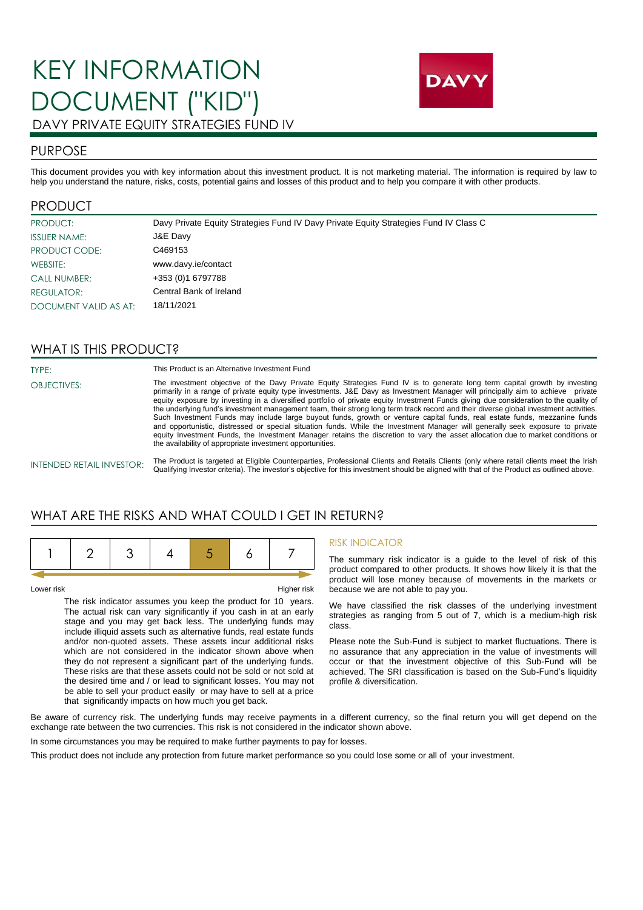# KEY INFORMATION DOCUMENT ("KID")

DAVY PRIVATE EQUITY STRATEGIES FUND IV

DAVY

## PURPOSE

This document provides you with key information about this investment product. It is not marketing material. The information is required by law to help you understand the nature, risks, costs, potential gains and losses of this product and to help you compare it with other products.

## PRODUCT

| | |
|---|---|
| PRODUCT: | Davy Private Equity Strategies Fund IV Davy Private Equity Strategies Fund IV Class C |
| ISSUER NAME: | J&E Davy |
| PRODUCT CODE: | C469153 |
| WEBSITE: | www.davy.ie/contact |
| CALL NUMBER: | +353 (0)1 6797788 |
| REGULATOR: | Central Bank of Ireland |
| DOCUMENT VALID AS AT: | 18/11/2021 |

## WHAT IS THIS PRODUCT?

**TYPE:** This Product is an Alternative Investment Fund

**OBJECTIVES:** The investment objective of the Davy Private Equity Strategies Fund IV is to generate long term capital growth by investing primarily in a range of private equity type investments. J&E Davy as Investment Manager will principally aim to achieve private equity exposure by investing in a diversified portfolio of private equity Investment Funds giving due consideration to the quality of the underlying fund's investment management team, their strong long term track record and their diverse global investment activities. Such Investment Funds may include large buyout funds, growth or venture capital funds, real estate funds, mezzanine funds and opportunistic, distressed or special situation funds. While the Investment Manager will generally seek exposure to private equity Investment Funds, the Investment Manager retains the discretion to vary the asset allocation due to market conditions or the availability of appropriate investment opportunities.

**INTENDED RETAIL INVESTOR:** The Product is targeted at Eligible Counterparties, Professional Clients and Retails Clients (only where retail clients meet the Irish Qualifying Investor criteria). The investor's objective for this investment should be aligned with that of the Product as outlined above.

## WHAT ARE THE RISKS AND WHAT COULD I GET IN RETURN?

| 1 | 2 | 3 | 4 | **5** | 6 | 7 |
|---|---|---|---|---|---|---|

Lower risk — Higher risk

The risk indicator assumes you keep the product for 10 years. The actual risk can vary significantly if you cash in at an early stage and you may get back less. The underlying funds may include illiquid assets such as alternative funds, real estate funds and/or non-quoted assets. These assets incur additional risks which are not considered in the indicator shown above when they do not represent a significant part of the underlying funds. These risks are that these assets could not be sold or not sold at the desired time and / or lead to significant losses. You may not be able to sell your product easily or may have to sell at a price that significantly impacts on how much you get back.

### RISK INDICATOR

The summary risk indicator is a guide to the level of risk of this product compared to other products. It shows how likely it is that the product will lose money because of movements in the markets or because we are not able to pay you.

We have classified the risk classes of the underlying investment strategies as ranging from 5 out of 7, which is a medium-high risk class.

Please note the Sub-Fund is subject to market fluctuations. There is no assurance that any appreciation in the value of investments will occur or that the investment objective of this Sub-Fund will be achieved. The SRI classification is based on the Sub-Fund's liquidity profile & diversification.

Be aware of currency risk. The underlying funds may receive payments in a different currency, so the final return you will get depend on the exchange rate between the two currencies. This risk is not considered in the indicator shown above.

In some circumstances you may be required to make further payments to pay for losses.

This product does not include any protection from future market performance so you could lose some or all of your investment.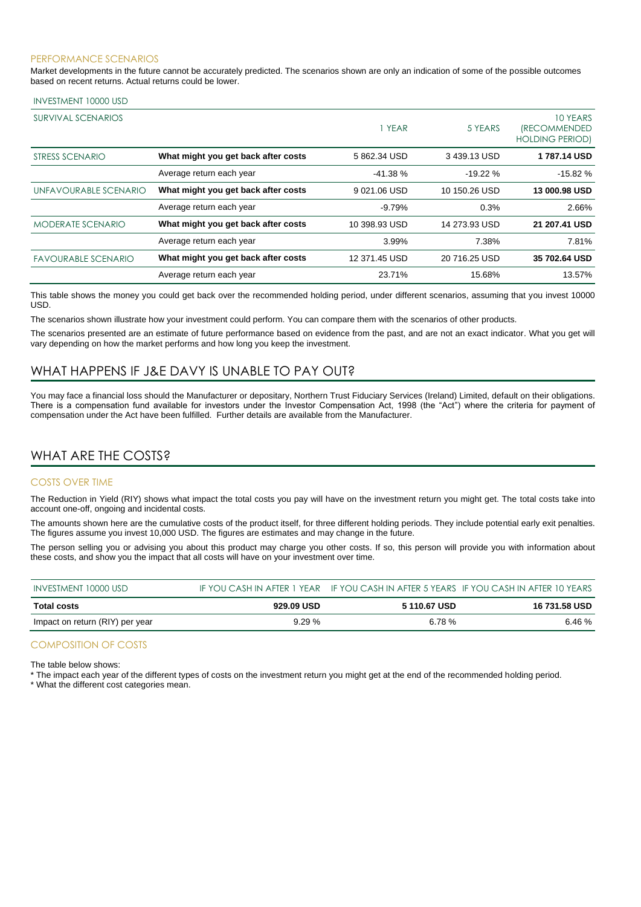### PERFORMANCE SCENARIOS

Market developments in the future cannot be accurately predicted. The scenarios shown are only an indication of some of the possible outcomes based on recent returns. Actual returns could be lower.

| INVESTMENT 10000 USD | | | | |
|---|---|---|---|---|
| SURVIVAL SCENARIOS | | 1 YEAR | 5 YEARS | 10 YEARS (RECOMMENDED HOLDING PERIOD) |
| STRESS SCENARIO | **What might you get back after costs** | 5 862.34 USD | 3 439.13 USD | **1 787.14 USD** |
| | Average return each year | -41.38 % | -19.22 % | -15.82 % |
| UNFAVOURABLE SCENARIO | **What might you get back after costs** | 9 021.06 USD | 10 150.26 USD | **13 000.98 USD** |
| | Average return each year | -9.79% | 0.3% | 2.66% |
| MODERATE SCENARIO | **What might you get back after costs** | 10 398.93 USD | 14 273.93 USD | **21 207.41 USD** |
| | Average return each year | 3.99% | 7.38% | 7.81% |
| FAVOURABLE SCENARIO | **What might you get back after costs** | 12 371.45 USD | 20 716.25 USD | **35 702.64 USD** |
| | Average return each year | 23.71% | 15.68% | 13.57% |

This table shows the money you could get back over the recommended holding period, under different scenarios, assuming that you invest 10000 USD.

The scenarios shown illustrate how your investment could perform. You can compare them with the scenarios of other products.

The scenarios presented are an estimate of future performance based on evidence from the past, and are not an exact indicator. What you get will vary depending on how the market performs and how long you keep the investment.

## WHAT HAPPENS IF J&E DAVY IS UNABLE TO PAY OUT?

You may face a financial loss should the Manufacturer or depositary, Northern Trust Fiduciary Services (Ireland) Limited, default on their obligations. There is a compensation fund available for investors under the Investor Compensation Act, 1998 (the "Act") where the criteria for payment of compensation under the Act have been fulfilled. Further details are available from the Manufacturer.

## WHAT ARE THE COSTS?

### COSTS OVER TIME

The Reduction in Yield (RIY) shows what impact the total costs you pay will have on the investment return you might get. The total costs take into account one-off, ongoing and incidental costs.

The amounts shown here are the cumulative costs of the product itself, for three different holding periods. They include potential early exit penalties. The figures assume you invest 10,000 USD. The figures are estimates and may change in the future.

The person selling you or advising you about this product may charge you other costs. If so, this person will provide you with information about these costs, and show you the impact that all costs will have on your investment over time.

| INVESTMENT 10000 USD | IF YOU CASH IN AFTER 1 YEAR | IF YOU CASH IN AFTER 5 YEARS | IF YOU CASH IN AFTER 10 YEARS |
|---|---|---|---|
| **Total costs** | **929.09 USD** | **5 110.67 USD** | **16 731.58 USD** |
| Impact on return (RIY) per year | 9.29 % | 6.78 % | 6.46 % |

### COMPOSITION OF COSTS

The table below shows:

* The impact each year of the different types of costs on the investment return you might get at the end of the recommended holding period.
* What the different cost categories mean.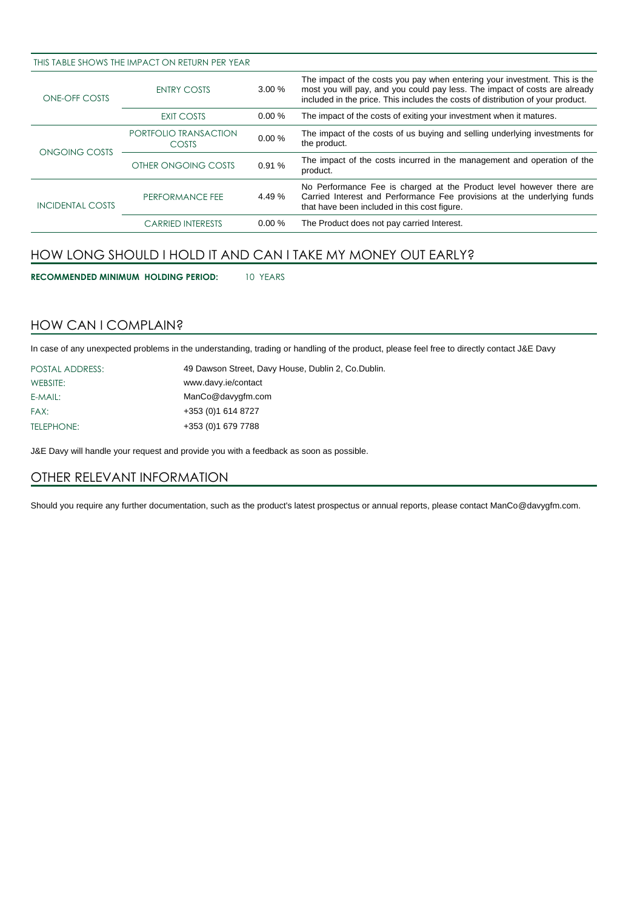| THIS TABLE SHOWS THE IMPACT ON RETURN PER YEAR | | | |
|---|---|---|---|
| ONE-OFF COSTS | ENTRY COSTS | 3.00 % | The impact of the costs you pay when entering your investment. This is the most you will pay, and you could pay less. The impact of costs are already included in the price. This includes the costs of distribution of your product. |
| | EXIT COSTS | 0.00 % | The impact of the costs of exiting your investment when it matures. |
| ONGOING COSTS | PORTFOLIO TRANSACTION COSTS | 0.00 % | The impact of the costs of us buying and selling underlying investments for the product. |
| | OTHER ONGOING COSTS | 0.91 % | The impact of the costs incurred in the management and operation of the product. |
| INCIDENTAL COSTS | PERFORMANCE FEE | 4.49 % | No Performance Fee is charged at the Product level however there are Carried Interest and Performance Fee provisions at the underlying funds that have been included in this cost figure. |
| | CARRIED INTERESTS | 0.00 % | The Product does not pay carried Interest. |

## HOW LONG SHOULD I HOLD IT AND CAN I TAKE MY MONEY OUT EARLY?

**RECOMMENDED MINIMUM HOLDING PERIOD:** 10 YEARS

## HOW CAN I COMPLAIN?

In case of any unexpected problems in the understanding, trading or handling of the product, please feel free to directly contact J&E Davy

| | |
|---|---|
| POSTAL ADDRESS: | 49 Dawson Street, Davy House, Dublin 2, Co.Dublin. |
| WEBSITE: | www.davy.ie/contact |
| E-MAIL: | ManCo@davygfm.com |
| FAX: | +353 (0)1 614 8727 |
| TELEPHONE: | +353 (0)1 679 7788 |

J&E Davy will handle your request and provide you with a feedback as soon as possible.

## OTHER RELEVANT INFORMATION

Should you require any further documentation, such as the product's latest prospectus or annual reports, please contact ManCo@davygfm.com.